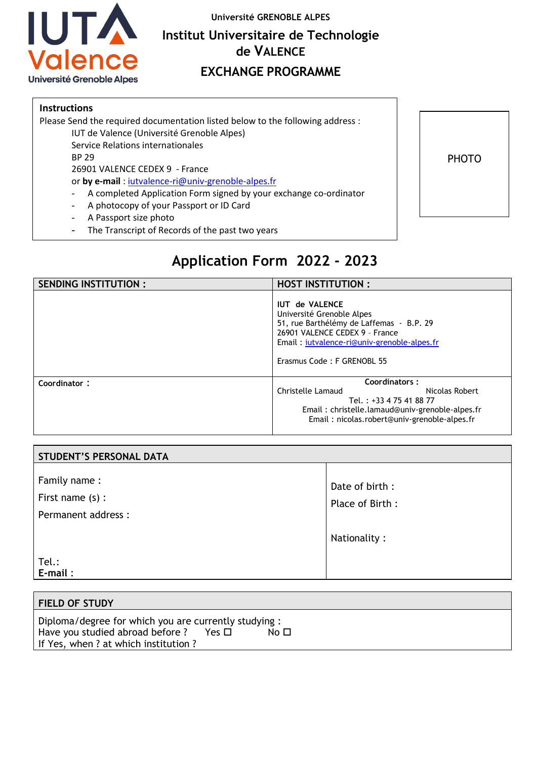Université GRENOBLE ALPES

# Institut Universitaire de Technologie de VALENCE

## EXCHANGE PROGRAMME

**Instructions**

Please Send the required documentation listed below to the following address :

IUT de Valence (Université Grenoble Alpes)
Service Relations internationales
BP 29
26901 VALENCE CEDEX 9 - France
or **by e-mail** : iutvalence-ri@univ-grenoble-alpes.fr

- A completed Application Form signed by your exchange co-ordinator
- A photocopy of your Passport or ID Card
- A Passport size photo
- The Transcript of Records of the past two years

PHOTO

# Application Form 2022 - 2023

| SENDING INSTITUTION : | HOST INSTITUTION : |
|---|---|
| | **IUT de VALENCE**<br>Université Grenoble Alpes<br>51, rue Barthélémy de Laffemas - B.P. 29<br>26901 VALENCE CEDEX 9 - France<br>Email : iutvalence-ri@univ-grenoble-alpes.fr<br><br>Erasmus Code : F GRENOBL 55 |
| **Coordinator :** | **Coordinators :**<br>Christelle Lamaud Nicolas Robert<br>Tel. : +33 4 75 41 88 77<br>Email : christelle.lamaud@univ-grenoble-alpes.fr<br>Email : nicolas.robert@univ-grenoble-alpes.fr |

| STUDENT'S PERSONAL DATA | |
|---|---|
| Family name :<br>First name (s) :<br>Permanent address :<br><br>Tel.:<br>**E-mail :** | Date of birth :<br>Place of Birth :<br><br>Nationality : |

| FIELD OF STUDY |
|---|
| Diploma/degree for which you are currently studying :<br>Have you studied abroad before ? Yes ☐ No ☐<br>If Yes, when ? at which institution ? |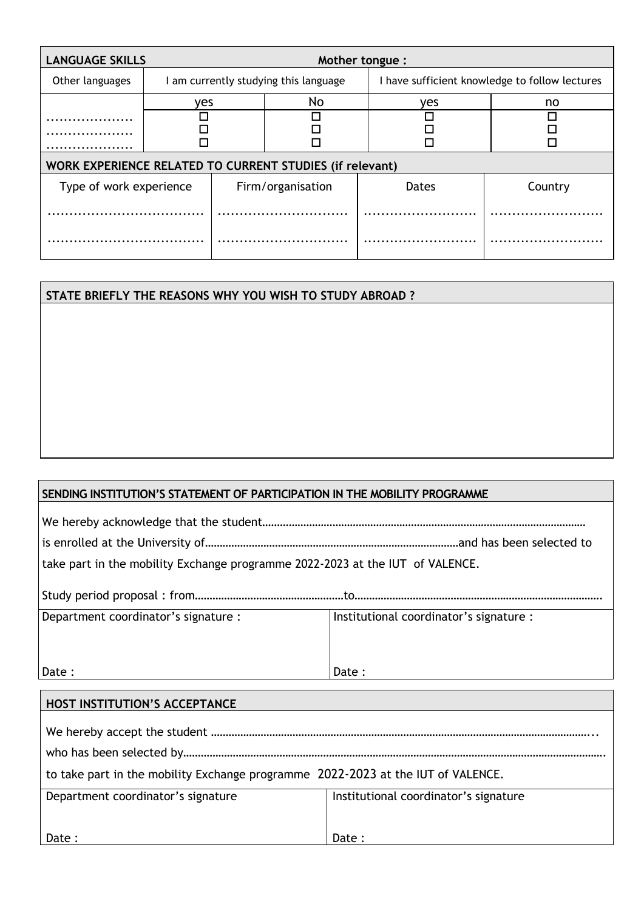| **LANGUAGE SKILLS** | | **Mother tongue :** | | |
|---|---|---|---|---|
| Other languages | I am currently studying this language | | I have sufficient knowledge to follow lectures | |
| | yes | No | yes | no |
| .................... | ☐ | ☐ | ☐ | ☐ |
| .................... | ☐ | ☐ | ☐ | ☐ |
| .................... | ☐ | ☐ | ☐ | ☐ |

| **WORK EXPERIENCE RELATED TO CURRENT STUDIES (if relevant)** | | | |
|---|---|---|---|
| Type of work experience | Firm/organisation | Dates | Country |
| .................................... | .............................. | .......................... | .......................... |
| .................................... | .............................. | .......................... | .......................... |

**STATE BRIEFLY THE REASONS WHY YOU WISH TO STUDY ABROAD ?**

**SENDING INSTITUTION'S STATEMENT OF PARTICIPATION IN THE MOBILITY PROGRAMME**

We hereby acknowledge that the student……………………………………………………………………………………………

is enrolled at the University of……………………………………………………………………………and has been selected to take part in the mobility Exchange programme 2022-2023 at the IUT of VALENCE.

Study period proposal : from……………………………………………to………………………………………………………………………….

| Department coordinator's signature : | Institutional coordinator's signature : |
|---|---|
| Date : | Date : |

**HOST INSTITUTION'S ACCEPTANCE**

We hereby accept the student ……………………………………………………………………………………………………………...

who has been selected by……………………………………………………………………………………………………………………….

to take part in the mobility Exchange programme 2022-2023 at the IUT of VALENCE.

| Department coordinator's signature | Institutional coordinator's signature |
|---|---|
| Date : | Date : |